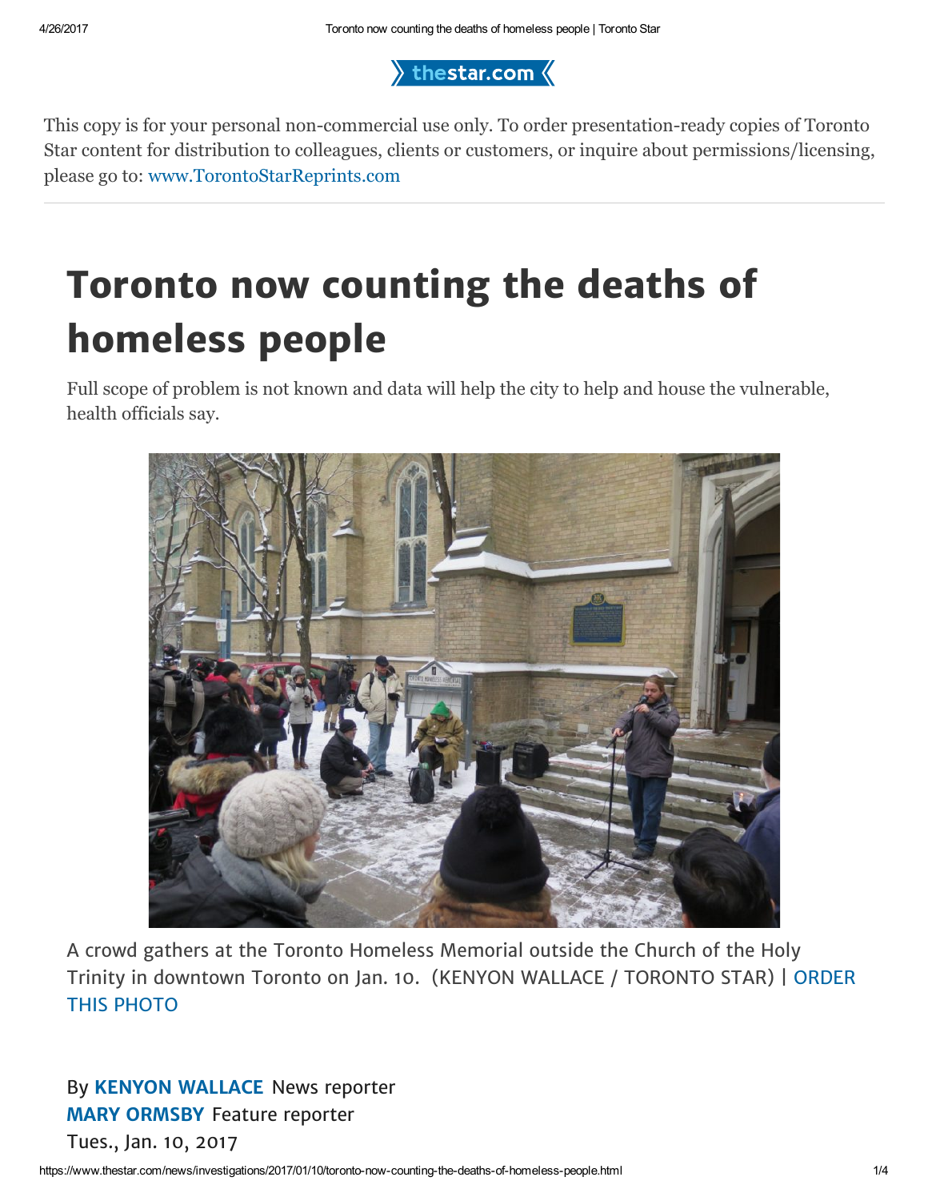thestar.com

This copy is for your personal non-commercial use only. To order presentation-ready copies of Toronto Star content for distribution to colleagues, clients or customers, or inquire about permissions/licensing, please go to: www.TorontoStarReprints.com

# Toronto now counting the deaths of homeless people

Full scope of problem is not known and data will help the city to help and house the vulnerable, health officials say.

A crowd gathers at the Toronto Homeless Memorial outside the Church of the Holy Trinity in downtown Toronto on Jan. 10. (KENYON WALLACE / TORONTO STAR) | ORDER THIS PHOTO

By **KENYON WALLACE** News reporter
**MARY ORMSBY** Feature reporter
Tues., Jan. 10, 2017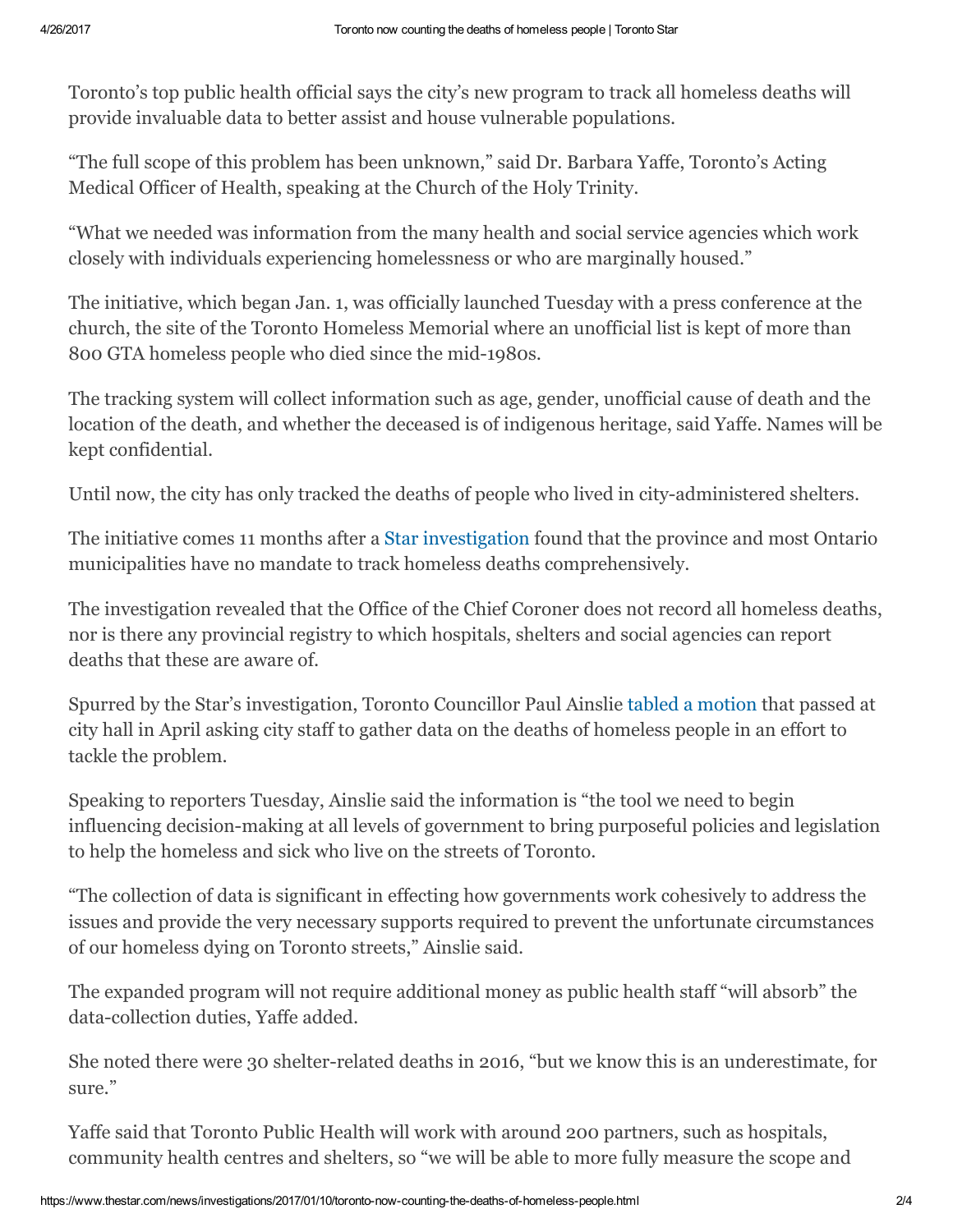Toronto's top public health official says the city's new program to track all homeless deaths will provide invaluable data to better assist and house vulnerable populations.

"The full scope of this problem has been unknown," said Dr. Barbara Yaffe, Toronto's Acting Medical Officer of Health, speaking at the Church of the Holy Trinity.

"What we needed was information from the many health and social service agencies which work closely with individuals experiencing homelessness or who are marginally housed."

The initiative, which began Jan. 1, was officially launched Tuesday with a press conference at the church, the site of the Toronto Homeless Memorial where an unofficial list is kept of more than 800 GTA homeless people who died since the mid-1980s.

The tracking system will collect information such as age, gender, unofficial cause of death and the location of the death, and whether the deceased is of indigenous heritage, said Yaffe. Names will be kept confidential.

Until now, the city has only tracked the deaths of people who lived in city-administered shelters.

The initiative comes 11 months after a Star investigation found that the province and most Ontario municipalities have no mandate to track homeless deaths comprehensively.

The investigation revealed that the Office of the Chief Coroner does not record all homeless deaths, nor is there any provincial registry to which hospitals, shelters and social agencies can report deaths that these are aware of.

Spurred by the Star's investigation, Toronto Councillor Paul Ainslie tabled a motion that passed at city hall in April asking city staff to gather data on the deaths of homeless people in an effort to tackle the problem.

Speaking to reporters Tuesday, Ainslie said the information is "the tool we need to begin influencing decision-making at all levels of government to bring purposeful policies and legislation to help the homeless and sick who live on the streets of Toronto.

"The collection of data is significant in effecting how governments work cohesively to address the issues and provide the very necessary supports required to prevent the unfortunate circumstances of our homeless dying on Toronto streets," Ainslie said.

The expanded program will not require additional money as public health staff "will absorb" the data-collection duties, Yaffe added.

She noted there were 30 shelter-related deaths in 2016, "but we know this is an underestimate, for sure."

Yaffe said that Toronto Public Health will work with around 200 partners, such as hospitals, community health centres and shelters, so "we will be able to more fully measure the scope and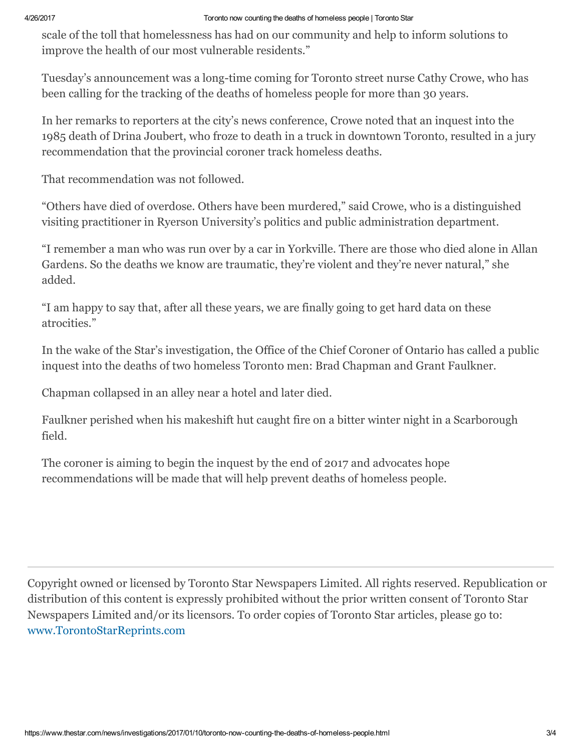scale of the toll that homelessness has had on our community and help to inform solutions to improve the health of our most vulnerable residents."

Tuesday's announcement was a long-time coming for Toronto street nurse Cathy Crowe, who has been calling for the tracking of the deaths of homeless people for more than 30 years.

In her remarks to reporters at the city's news conference, Crowe noted that an inquest into the 1985 death of Drina Joubert, who froze to death in a truck in downtown Toronto, resulted in a jury recommendation that the provincial coroner track homeless deaths.

That recommendation was not followed.

"Others have died of overdose. Others have been murdered," said Crowe, who is a distinguished visiting practitioner in Ryerson University's politics and public administration department.

"I remember a man who was run over by a car in Yorkville. There are those who died alone in Allan Gardens. So the deaths we know are traumatic, they're violent and they're never natural," she added.

"I am happy to say that, after all these years, we are finally going to get hard data on these atrocities."

In the wake of the Star's investigation, the Office of the Chief Coroner of Ontario has called a public inquest into the deaths of two homeless Toronto men: Brad Chapman and Grant Faulkner.

Chapman collapsed in an alley near a hotel and later died.

Faulkner perished when his makeshift hut caught fire on a bitter winter night in a Scarborough field.

The coroner is aiming to begin the inquest by the end of 2017 and advocates hope recommendations will be made that will help prevent deaths of homeless people.

---

Copyright owned or licensed by Toronto Star Newspapers Limited. All rights reserved. Republication or distribution of this content is expressly prohibited without the prior written consent of Toronto Star Newspapers Limited and/or its licensors. To order copies of Toronto Star articles, please go to: www.TorontoStarReprints.com